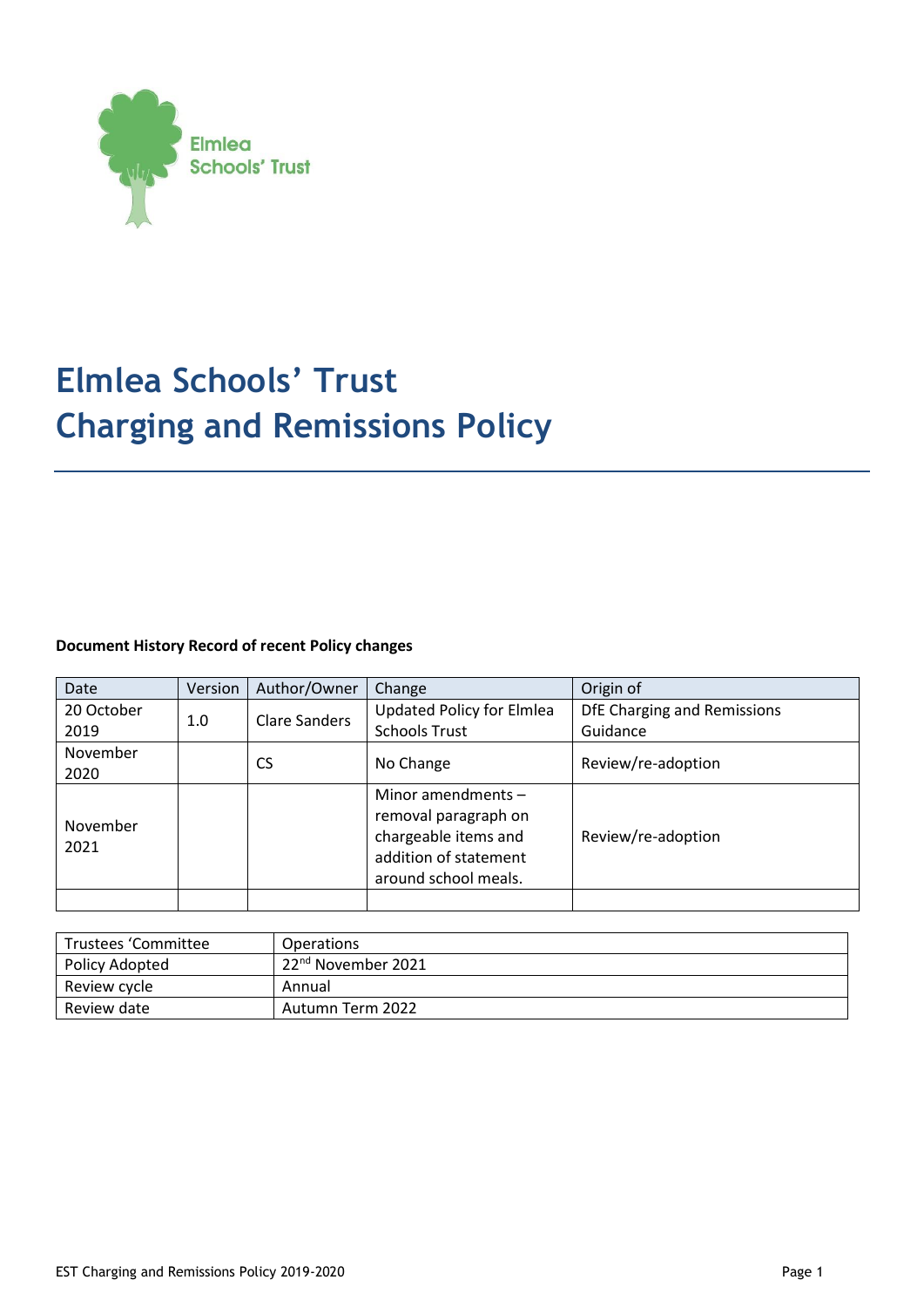Elmlea Schools' Trust

# Elmlea Schools' Trust Charging and Remissions Policy

**Document History Record of recent Policy changes**

| Date | Version | Author/Owner | Change | Origin of |
|---|---|---|---|---|
| 20 October 2019 | 1.0 | Clare Sanders | Updated Policy for Elmlea Schools Trust | DfE Charging and Remissions Guidance |
| November 2020 | | CS | No Change | Review/re-adoption |
| November 2021 | | | Minor amendments – removal paragraph on chargeable items and addition of statement around school meals. | Review/re-adoption |
| | | | | |

| Trustees 'Committee | Operations |
|---|---|
| Policy Adopted | 22nd November 2021 |
| Review cycle | Annual |
| Review date | Autumn Term 2022 |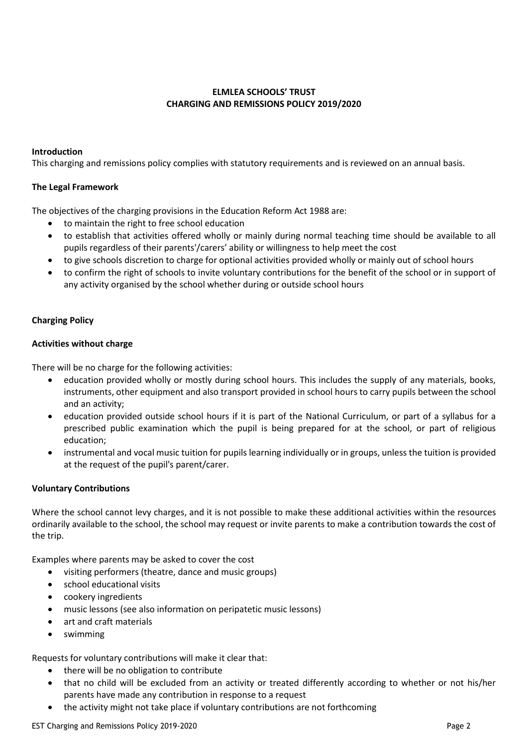**ELMLEA SCHOOLS' TRUST**
**CHARGING AND REMISSIONS POLICY 2019/2020**

**Introduction**

This charging and remissions policy complies with statutory requirements and is reviewed on an annual basis.

**The Legal Framework**

The objectives of the charging provisions in the Education Reform Act 1988 are:

- to maintain the right to free school education
- to establish that activities offered wholly or mainly during normal teaching time should be available to all pupils regardless of their parents'/carers' ability or willingness to help meet the cost
- to give schools discretion to charge for optional activities provided wholly or mainly out of school hours
- to confirm the right of schools to invite voluntary contributions for the benefit of the school or in support of any activity organised by the school whether during or outside school hours

**Charging Policy**

**Activities without charge**

There will be no charge for the following activities:

- education provided wholly or mostly during school hours. This includes the supply of any materials, books, instruments, other equipment and also transport provided in school hours to carry pupils between the school and an activity;
- education provided outside school hours if it is part of the National Curriculum, or part of a syllabus for a prescribed public examination which the pupil is being prepared for at the school, or part of religious education;
- instrumental and vocal music tuition for pupils learning individually or in groups, unless the tuition is provided at the request of the pupil's parent/carer.

**Voluntary Contributions**

Where the school cannot levy charges, and it is not possible to make these additional activities within the resources ordinarily available to the school, the school may request or invite parents to make a contribution towards the cost of the trip.

Examples where parents may be asked to cover the cost

- visiting performers (theatre, dance and music groups)
- school educational visits
- cookery ingredients
- music lessons (see also information on peripatetic music lessons)
- art and craft materials
- swimming

Requests for voluntary contributions will make it clear that:

- there will be no obligation to contribute
- that no child will be excluded from an activity or treated differently according to whether or not his/her parents have made any contribution in response to a request
- the activity might not take place if voluntary contributions are not forthcoming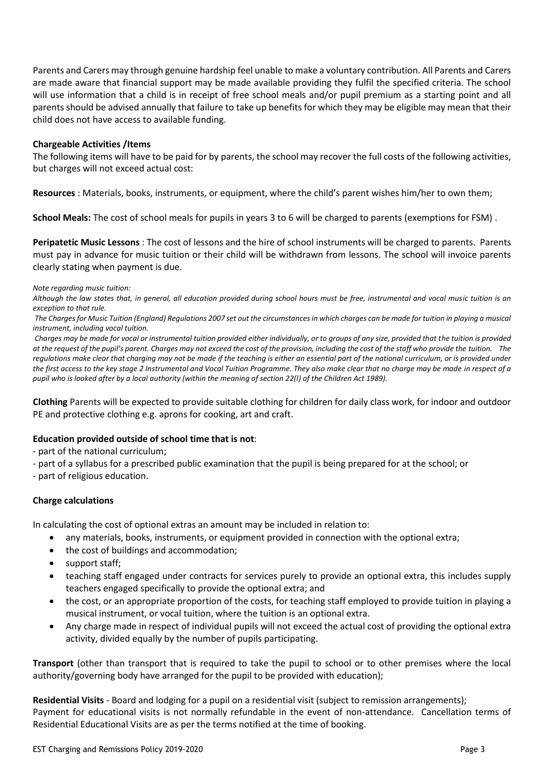Parents and Carers may through genuine hardship feel unable to make a voluntary contribution. All Parents and Carers are made aware that financial support may be made available providing they fulfil the specified criteria. The school will use information that a child is in receipt of free school meals and/or pupil premium as a starting point and all parents should be advised annually that failure to take up benefits for which they may be eligible may mean that their child does not have access to available funding.

**Chargeable Activities /Items**

The following items will have to be paid for by parents, the school may recover the full costs of the following activities, but charges will not exceed actual cost:

**Resources** : Materials, books, instruments, or equipment, where the child's parent wishes him/her to own them;

**School Meals:** The cost of school meals for pupils in years 3 to 6 will be charged to parents (exemptions for FSM) .

**Peripatetic Music Lessons** : The cost of lessons and the hire of school instruments will be charged to parents. Parents must pay in advance for music tuition or their child will be withdrawn from lessons. The school will invoice parents clearly stating when payment is due.

*Note regarding music tuition:*

*Although the law states that, in general, all education provided during school hours must be free, instrumental and vocal music tuition is an exception to that rule.*

*The Charges for Music Tuition (England) Regulations 2007 set out the circumstances in which charges can be made for tuition in playing a musical instrument, including vocal tuition.*

*Charges may be made for vocal or instrumental tuition provided either individually, or to groups of any size, provided that the tuition is provided at the request of the pupil's parent. Charges may not exceed the cost of the provision, including the cost of the staff who provide the tuition. The regulations make clear that charging may not be made if the teaching is either an essential part of the national curriculum, or is provided under the first access to the key stage 2 Instrumental and Vocal Tuition Programme. They also make clear that no charge may be made in respect of a pupil who is looked after by a local authority (within the meaning of section 22(l) of the Children Act 1989).*

**Clothing** Parents will be expected to provide suitable clothing for children for daily class work, for indoor and outdoor PE and protective clothing e.g. aprons for cooking, art and craft.

**Education provided outside of school time that is not**:

- part of the national curriculum;
- part of a syllabus for a prescribed public examination that the pupil is being prepared for at the school; or
- part of religious education.

**Charge calculations**

In calculating the cost of optional extras an amount may be included in relation to:

- any materials, books, instruments, or equipment provided in connection with the optional extra;
- the cost of buildings and accommodation;
- support staff;
- teaching staff engaged under contracts for services purely to provide an optional extra, this includes supply teachers engaged specifically to provide the optional extra; and
- the cost, or an appropriate proportion of the costs, for teaching staff employed to provide tuition in playing a musical instrument, or vocal tuition, where the tuition is an optional extra.
- Any charge made in respect of individual pupils will not exceed the actual cost of providing the optional extra activity, divided equally by the number of pupils participating.

**Transport** (other than transport that is required to take the pupil to school or to other premises where the local authority/governing body have arranged for the pupil to be provided with education);

**Residential Visits** - Board and lodging for a pupil on a residential visit (subject to remission arrangements);
Payment for educational visits is not normally refundable in the event of non-attendance. Cancellation terms of Residential Educational Visits are as per the terms notified at the time of booking.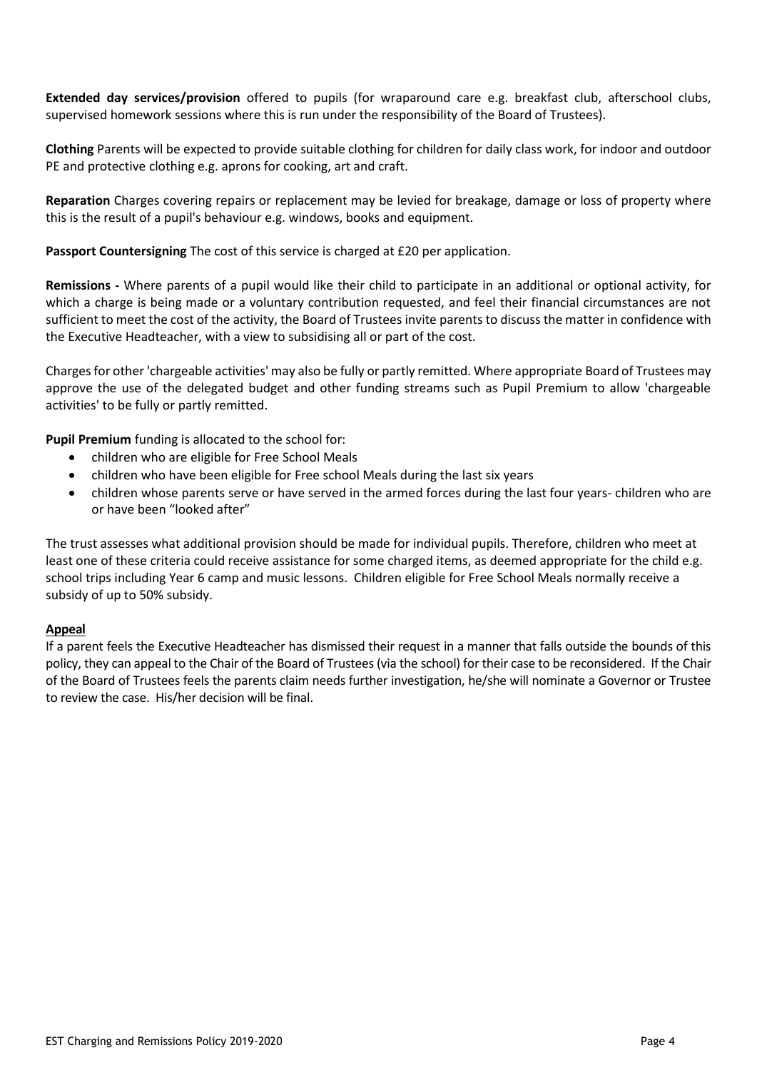**Extended day services/provision** offered to pupils (for wraparound care e.g. breakfast club, afterschool clubs, supervised homework sessions where this is run under the responsibility of the Board of Trustees).

**Clothing** Parents will be expected to provide suitable clothing for children for daily class work, for indoor and outdoor PE and protective clothing e.g. aprons for cooking, art and craft.

**Reparation** Charges covering repairs or replacement may be levied for breakage, damage or loss of property where this is the result of a pupil's behaviour e.g. windows, books and equipment.

**Passport Countersigning** The cost of this service is charged at £20 per application.

**Remissions -** Where parents of a pupil would like their child to participate in an additional or optional activity, for which a charge is being made or a voluntary contribution requested, and feel their financial circumstances are not sufficient to meet the cost of the activity, the Board of Trustees invite parents to discuss the matter in confidence with the Executive Headteacher, with a view to subsidising all or part of the cost.

Charges for other 'chargeable activities' may also be fully or partly remitted. Where appropriate Board of Trustees may approve the use of the delegated budget and other funding streams such as Pupil Premium to allow 'chargeable activities' to be fully or partly remitted.

**Pupil Premium** funding is allocated to the school for:

- children who are eligible for Free School Meals
- children who have been eligible for Free school Meals during the last six years
- children whose parents serve or have served in the armed forces during the last four years- children who are or have been "looked after"

The trust assesses what additional provision should be made for individual pupils. Therefore, children who meet at least one of these criteria could receive assistance for some charged items, as deemed appropriate for the child e.g. school trips including Year 6 camp and music lessons. Children eligible for Free School Meals normally receive a subsidy of up to 50% subsidy.

**Appeal**

If a parent feels the Executive Headteacher has dismissed their request in a manner that falls outside the bounds of this policy, they can appeal to the Chair of the Board of Trustees (via the school) for their case to be reconsidered. If the Chair of the Board of Trustees feels the parents claim needs further investigation, he/she will nominate a Governor or Trustee to review the case. His/her decision will be final.